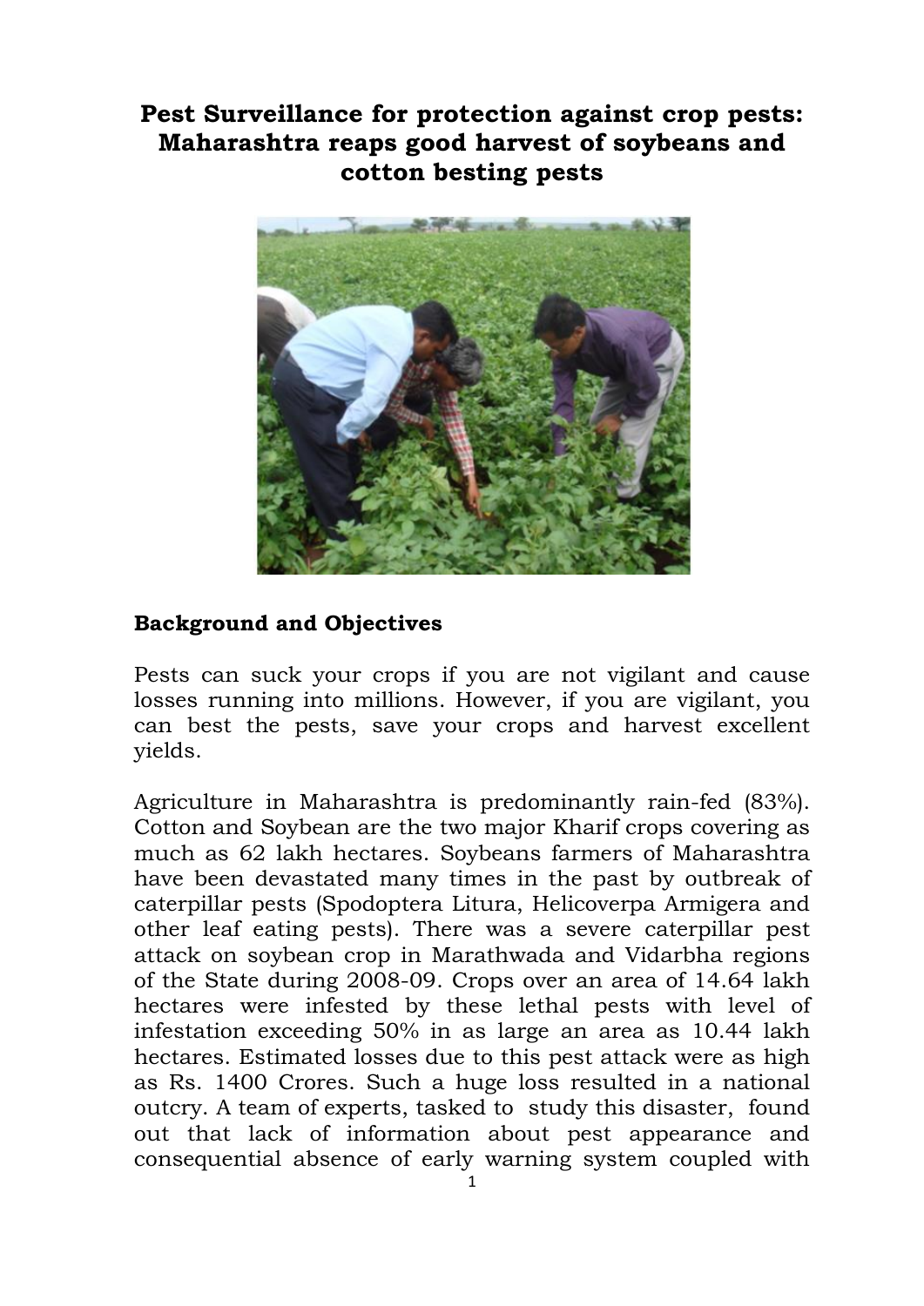# Pest Surveillance for protection against crop pests: Maharashtra reaps good harvest of soybeans and cotton besting pests

## Background and Objectives

Pests can suck your crops if you are not vigilant and cause losses running into millions. However, if you are vigilant, you can best the pests, save your crops and harvest excellent yields.

Agriculture in Maharashtra is predominantly rain-fed (83%). Cotton and Soybean are the two major Kharif crops covering as much as 62 lakh hectares. Soybeans farmers of Maharashtra have been devastated many times in the past by outbreak of caterpillar pests (Spodoptera Litura, Helicoverpa Armigera and other leaf eating pests). There was a severe caterpillar pest attack on soybean crop in Marathwada and Vidarbha regions of the State during 2008-09. Crops over an area of 14.64 lakh hectares were infested by these lethal pests with level of infestation exceeding 50% in as large an area as 10.44 lakh hectares. Estimated losses due to this pest attack were as high as Rs. 1400 Crores. Such a huge loss resulted in a national outcry. A team of experts, tasked to study this disaster, found out that lack of information about pest appearance and consequential absence of early warning system coupled with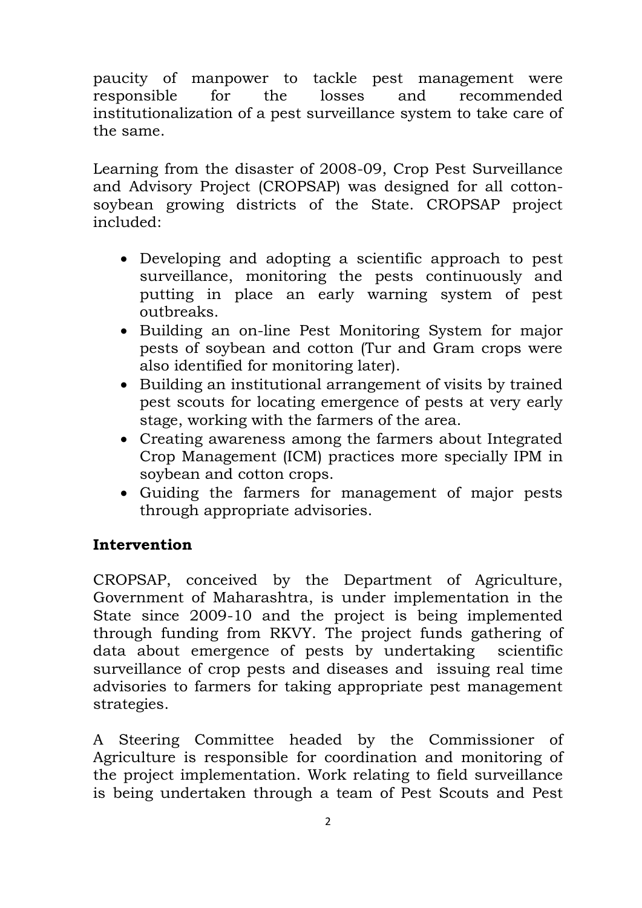paucity of manpower to tackle pest management were responsible for the losses and recommended institutionalization of a pest surveillance system to take care of the same.

Learning from the disaster of 2008-09, Crop Pest Surveillance and Advisory Project (CROPSAP) was designed for all cotton-soybean growing districts of the State. CROPSAP project included:

- Developing and adopting a scientific approach to pest surveillance, monitoring the pests continuously and putting in place an early warning system of pest outbreaks.
- Building an on-line Pest Monitoring System for major pests of soybean and cotton (Tur and Gram crops were also identified for monitoring later).
- Building an institutional arrangement of visits by trained pest scouts for locating emergence of pests at very early stage, working with the farmers of the area.
- Creating awareness among the farmers about Integrated Crop Management (ICM) practices more specially IPM in soybean and cotton crops.
- Guiding the farmers for management of major pests through appropriate advisories.

## Intervention

CROPSAP, conceived by the Department of Agriculture, Government of Maharashtra, is under implementation in the State since 2009-10 and the project is being implemented through funding from RKVY. The project funds gathering of data about emergence of pests by undertaking scientific surveillance of crop pests and diseases and issuing real time advisories to farmers for taking appropriate pest management strategies.

A Steering Committee headed by the Commissioner of Agriculture is responsible for coordination and monitoring of the project implementation. Work relating to field surveillance is being undertaken through a team of Pest Scouts and Pest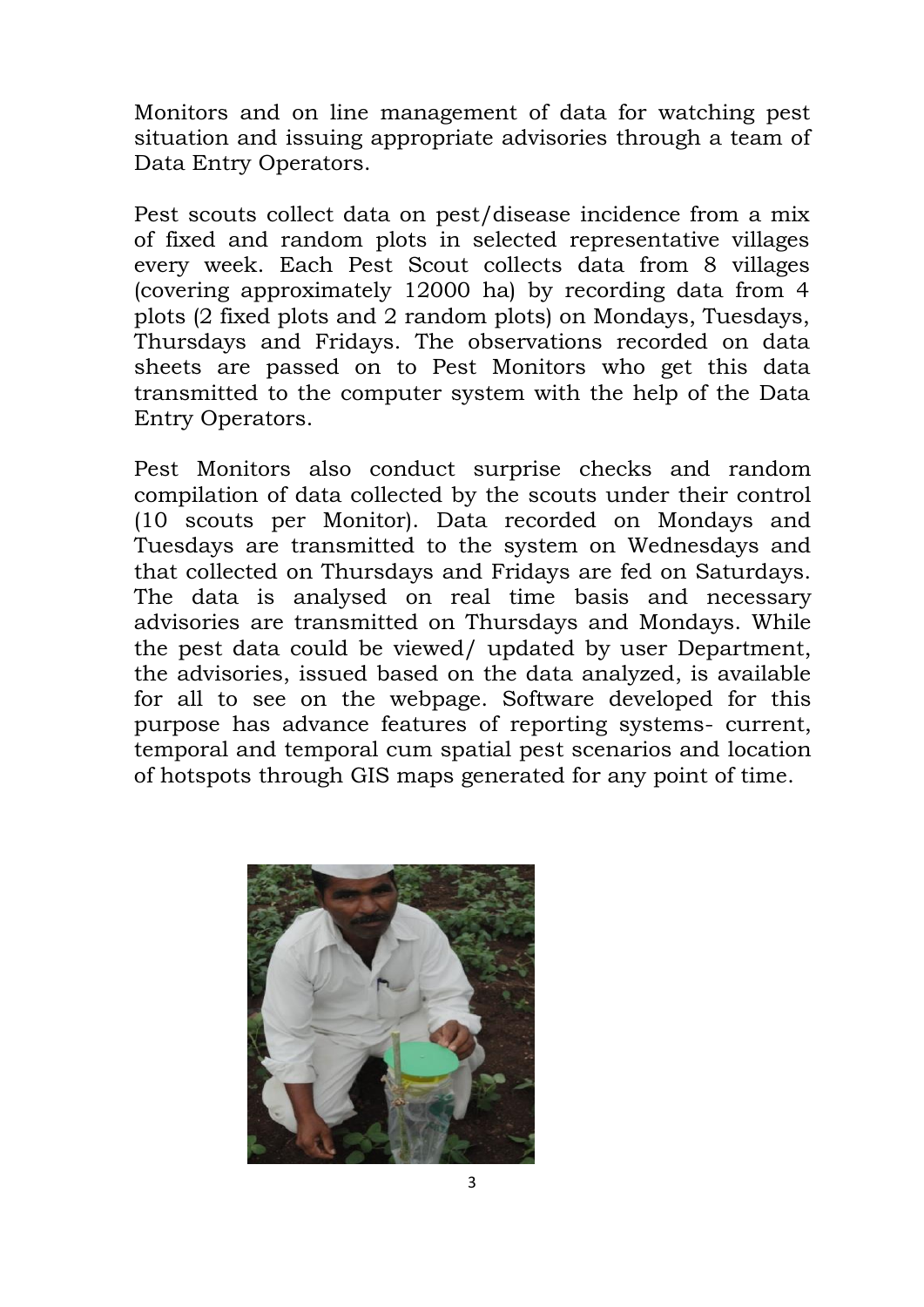Monitors and on line management of data for watching pest situation and issuing appropriate advisories through a team of Data Entry Operators.

Pest scouts collect data on pest/disease incidence from a mix of fixed and random plots in selected representative villages every week. Each Pest Scout collects data from 8 villages (covering approximately 12000 ha) by recording data from 4 plots (2 fixed plots and 2 random plots) on Mondays, Tuesdays, Thursdays and Fridays. The observations recorded on data sheets are passed on to Pest Monitors who get this data transmitted to the computer system with the help of the Data Entry Operators.

Pest Monitors also conduct surprise checks and random compilation of data collected by the scouts under their control (10 scouts per Monitor). Data recorded on Mondays and Tuesdays are transmitted to the system on Wednesdays and that collected on Thursdays and Fridays are fed on Saturdays. The data is analysed on real time basis and necessary advisories are transmitted on Thursdays and Mondays. While the pest data could be viewed/ updated by user Department, the advisories, issued based on the data analyzed, is available for all to see on the webpage. Software developed for this purpose has advance features of reporting systems- current, temporal and temporal cum spatial pest scenarios and location of hotspots through GIS maps generated for any point of time.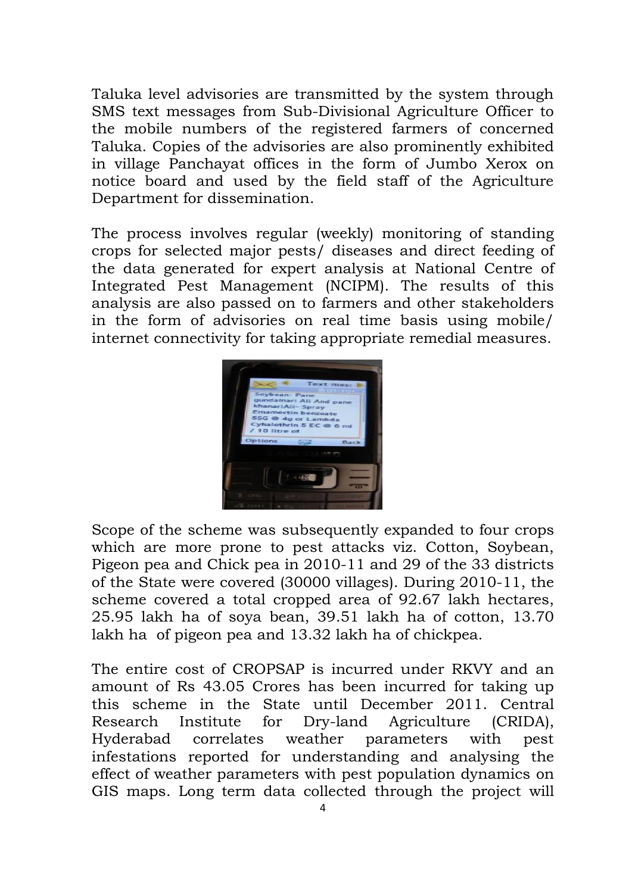Taluka level advisories are transmitted by the system through SMS text messages from Sub-Divisional Agriculture Officer to the mobile numbers of the registered farmers of concerned Taluka. Copies of the advisories are also prominently exhibited in village Panchayat offices in the form of Jumbo Xerox on notice board and used by the field staff of the Agriculture Department for dissemination.

The process involves regular (weekly) monitoring of standing crops for selected major pests/ diseases and direct feeding of the data generated for expert analysis at National Centre of Integrated Pest Management (NCIPM). The results of this analysis are also passed on to farmers and other stakeholders in the form of advisories on real time basis using mobile/ internet connectivity for taking appropriate remedial measures.

Scope of the scheme was subsequently expanded to four crops which are more prone to pest attacks viz. Cotton, Soybean, Pigeon pea and Chick pea in 2010-11 and 29 of the 33 districts of the State were covered (30000 villages). During 2010-11, the scheme covered a total cropped area of 92.67 lakh hectares, 25.95 lakh ha of soya bean, 39.51 lakh ha of cotton, 13.70 lakh ha of pigeon pea and 13.32 lakh ha of chickpea.

The entire cost of CROPSAP is incurred under RKVY and an amount of Rs 43.05 Crores has been incurred for taking up this scheme in the State until December 2011. Central Research Institute for Dry-land Agriculture (CRIDA), Hyderabad correlates weather parameters with pest infestations reported for understanding and analysing the effect of weather parameters with pest population dynamics on GIS maps. Long term data collected through the project will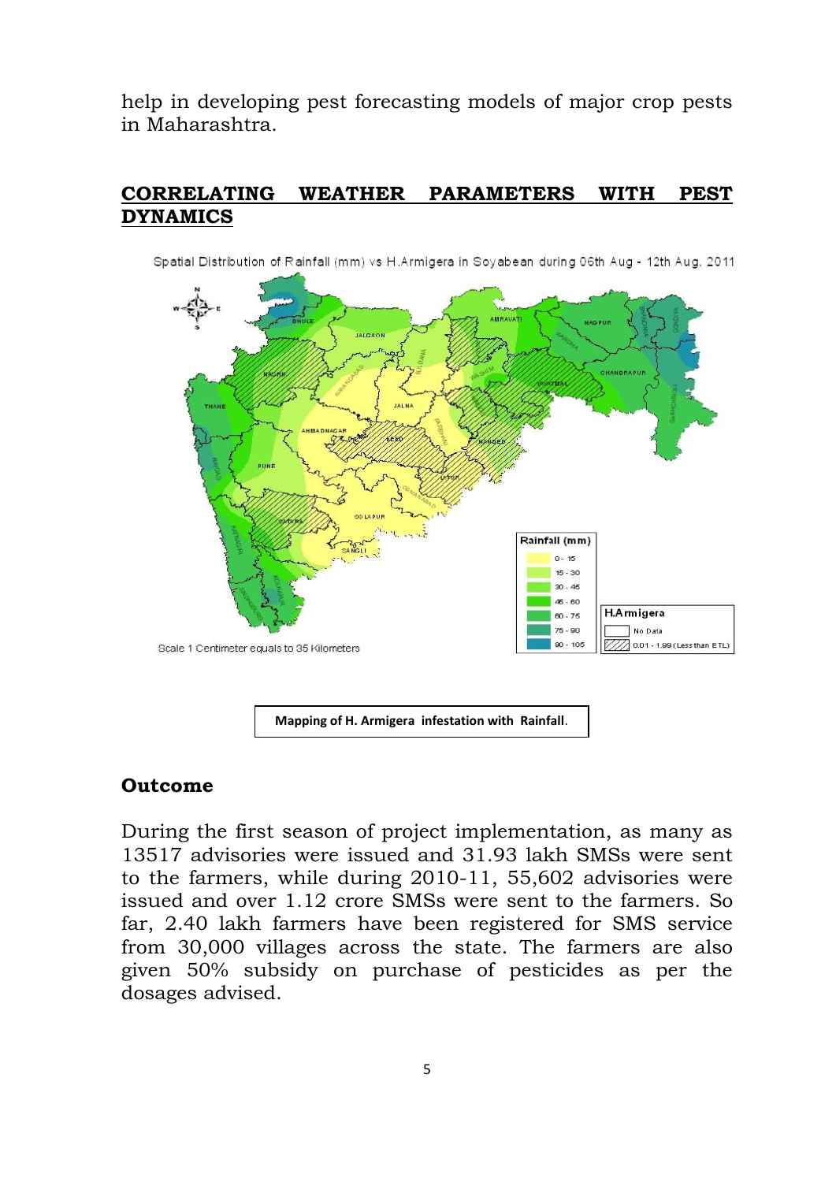help in developing pest forecasting models of major crop pests in Maharashtra.

## CORRELATING WEATHER PARAMETERS WITH PEST DYNAMICS

Spatial Distribution of Rainfall (mm) vs H.Armigera in Soyabean during 06th Aug - 12th Aug, 2011

Mapping of H. Armigera infestation with Rainfall.

### Outcome

During the first season of project implementation, as many as 13517 advisories were issued and 31.93 lakh SMSs were sent to the farmers, while during 2010-11, 55,602 advisories were issued and over 1.12 crore SMSs were sent to the farmers. So far, 2.40 lakh farmers have been registered for SMS service from 30,000 villages across the state. The farmers are also given 50% subsidy on purchase of pesticides as per the dosages advised.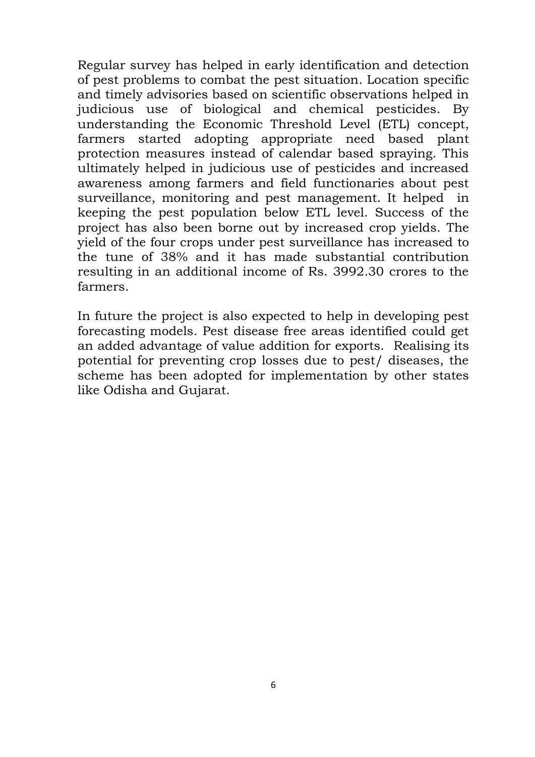Regular survey has helped in early identification and detection of pest problems to combat the pest situation. Location specific and timely advisories based on scientific observations helped in judicious use of biological and chemical pesticides. By understanding the Economic Threshold Level (ETL) concept, farmers started adopting appropriate need based plant protection measures instead of calendar based spraying. This ultimately helped in judicious use of pesticides and increased awareness among farmers and field functionaries about pest surveillance, monitoring and pest management. It helped in keeping the pest population below ETL level. Success of the project has also been borne out by increased crop yields. The yield of the four crops under pest surveillance has increased to the tune of 38% and it has made substantial contribution resulting in an additional income of Rs. 3992.30 crores to the farmers.

In future the project is also expected to help in developing pest forecasting models. Pest disease free areas identified could get an added advantage of value addition for exports. Realising its potential for preventing crop losses due to pest/ diseases, the scheme has been adopted for implementation by other states like Odisha and Gujarat.